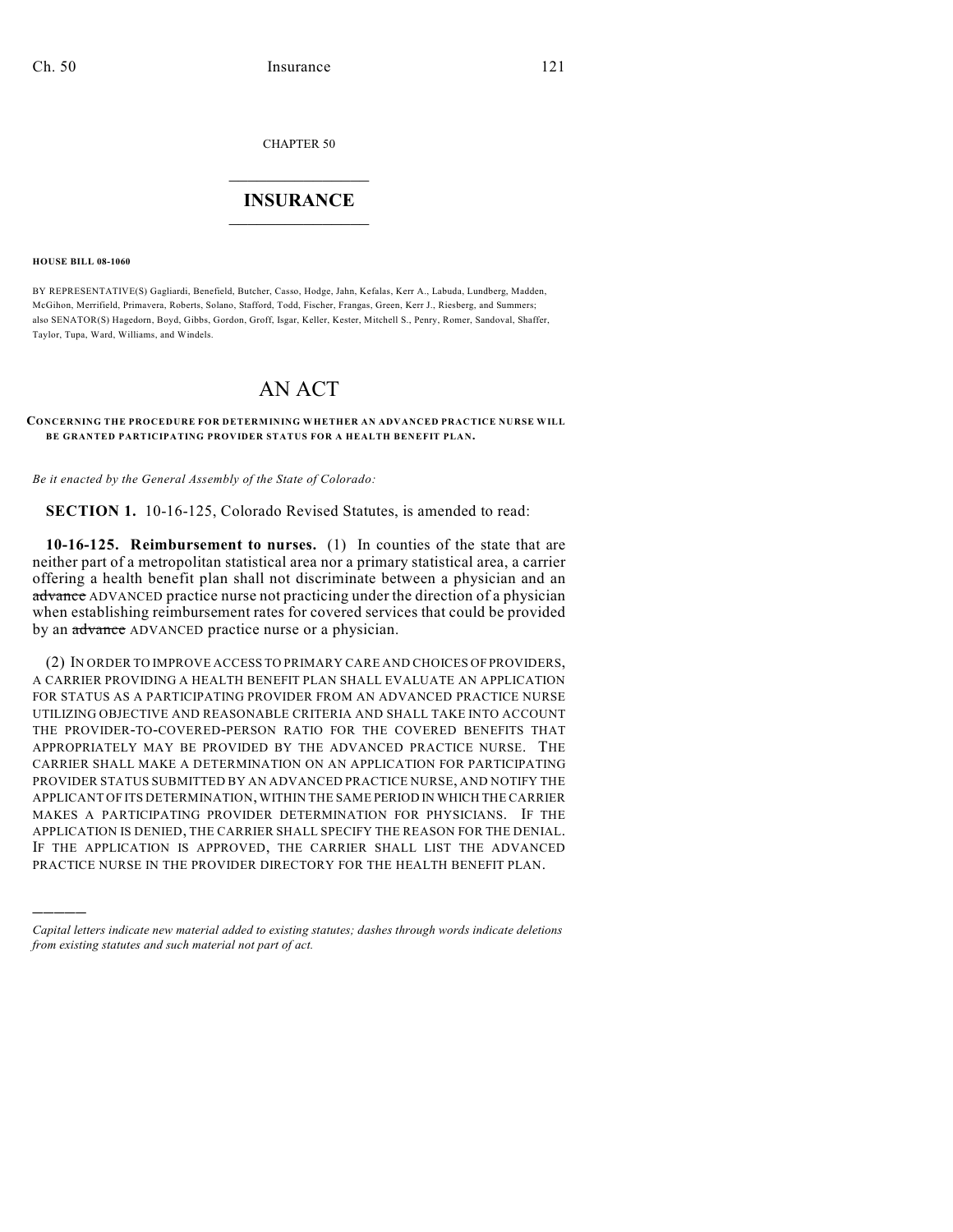CHAPTER 50

# INSURANCE

**HOUSE BILL 08-1060**

BY REPRESENTATIVE(S) Gagliardi, Benefield, Butcher, Casso, Hodge, Jahn, Kefalas, Kerr A., Labuda, Lundberg, Madden, McGihon, Merrifield, Primavera, Roberts, Solano, Stafford, Todd, Fischer, Frangas, Green, Kerr J., Riesberg, and Summers; also SENATOR(S) Hagedorn, Boyd, Gibbs, Gordon, Groff, Isgar, Keller, Kester, Mitchell S., Penry, Romer, Sandoval, Shaffer, Taylor, Tupa, Ward, Williams, and Windels.

# AN ACT

**CONCERNING THE PROCEDURE FOR DETERMINING WHETHER AN ADVANCED PRACTICE NURSE WILL BE GRANTED PARTICIPATING PROVIDER STATUS FOR A HEALTH BENEFIT PLAN.**

*Be it enacted by the General Assembly of the State of Colorado:*

**SECTION 1.** 10-16-125, Colorado Revised Statutes, is amended to read:

**10-16-125. Reimbursement to nurses.** (1) In counties of the state that are neither part of a metropolitan statistical area nor a primary statistical area, a carrier offering a health benefit plan shall not discriminate between a physician and an ~~advance~~ ADVANCED practice nurse not practicing under the direction of a physician when establishing reimbursement rates for covered services that could be provided by an ~~advance~~ ADVANCED practice nurse or a physician.

(2) IN ORDER TO IMPROVE ACCESS TO PRIMARY CARE AND CHOICES OF PROVIDERS, A CARRIER PROVIDING A HEALTH BENEFIT PLAN SHALL EVALUATE AN APPLICATION FOR STATUS AS A PARTICIPATING PROVIDER FROM AN ADVANCED PRACTICE NURSE UTILIZING OBJECTIVE AND REASONABLE CRITERIA AND SHALL TAKE INTO ACCOUNT THE PROVIDER-TO-COVERED-PERSON RATIO FOR THE COVERED BENEFITS THAT APPROPRIATELY MAY BE PROVIDED BY THE ADVANCED PRACTICE NURSE. THE CARRIER SHALL MAKE A DETERMINATION ON AN APPLICATION FOR PARTICIPATING PROVIDER STATUS SUBMITTED BY AN ADVANCED PRACTICE NURSE, AND NOTIFY THE APPLICANT OF ITS DETERMINATION, WITHIN THE SAME PERIOD IN WHICH THE CARRIER MAKES A PARTICIPATING PROVIDER DETERMINATION FOR PHYSICIANS. IF THE APPLICATION IS DENIED, THE CARRIER SHALL SPECIFY THE REASON FOR THE DENIAL. IF THE APPLICATION IS APPROVED, THE CARRIER SHALL LIST THE ADVANCED PRACTICE NURSE IN THE PROVIDER DIRECTORY FOR THE HEALTH BENEFIT PLAN.

---

*Capital letters indicate new material added to existing statutes; dashes through words indicate deletions from existing statutes and such material not part of act.*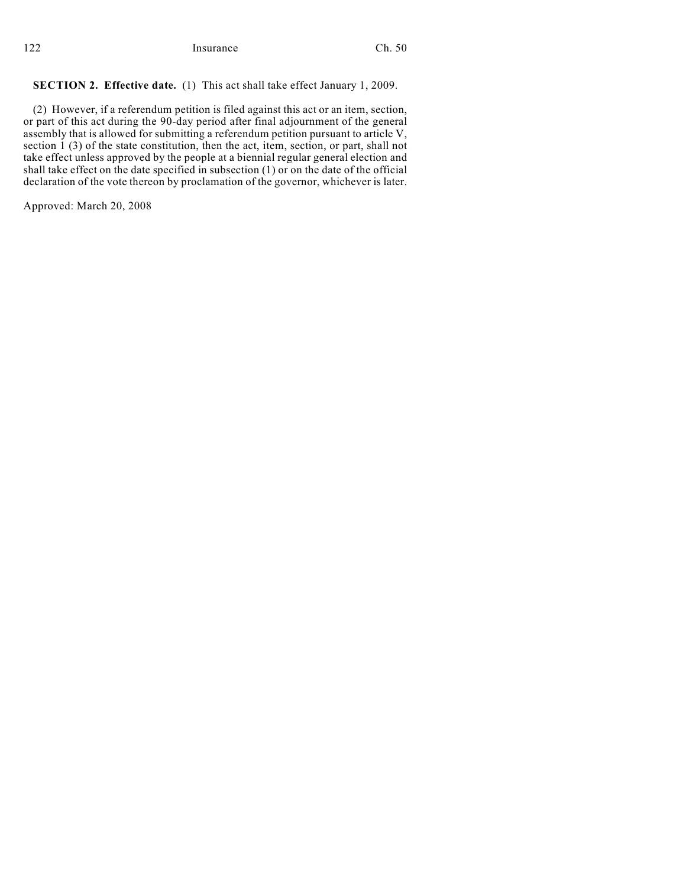**SECTION 2. Effective date.** (1) This act shall take effect January 1, 2009.

(2) However, if a referendum petition is filed against this act or an item, section, or part of this act during the 90-day period after final adjournment of the general assembly that is allowed for submitting a referendum petition pursuant to article V, section 1 (3) of the state constitution, then the act, item, section, or part, shall not take effect unless approved by the people at a biennial regular general election and shall take effect on the date specified in subsection (1) or on the date of the official declaration of the vote thereon by proclamation of the governor, whichever is later.

Approved: March 20, 2008